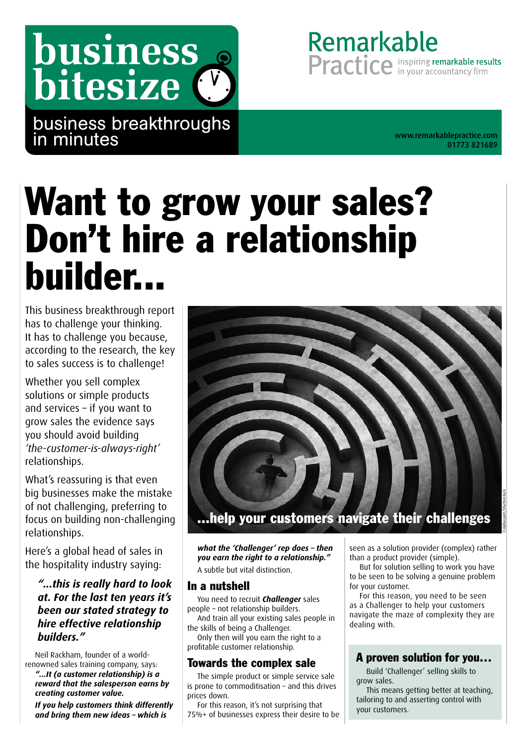business bitesize

business breakthroughs in minutes

Remarkable Practice inspiring remarkable results in your accountancy firm

www.remarkablepractice.com
01773 821689

# Want to grow your sales? Don't hire a relationship builder...

This business breakthrough report has to challenge your thinking. It has to challenge you because, according to the research, the key to sales success is to challenge!

Whether you sell complex solutions or simple products and services – if you want to grow sales the evidence says you should avoid building *'the-customer-is-always-right'* relationships.

What's reassuring is that even big businesses make the mistake of not challenging, preferring to focus on building non-challenging relationships.

Here's a global head of sales in the hospitality industry saying:

> ***"...this is really hard to look at. For the last ten years it's been our stated strategy to hire effective relationship builders."***

Neil Rackham, founder of a world-renowned sales training company, says:

> ***"...It (a customer relationship) is a reward that the salesperson earns by creating customer value.***
>
> ***If you help customers think differently and bring them new ideas – which is what the 'Challenger' rep does – then you earn the right to a relationship."***

A subtle but vital distinction.

...help your customers navigate their challenges

## In a nutshell

You need to recruit ***Challenger*** sales people – not relationship builders.

And train all your existing sales people in the skills of being a Challenger.

Only then will you earn the right to a profitable customer relationship.

## Towards the complex sale

The simple product or simple service sale is prone to commoditisation – and this drives prices down.

For this reason, it's not surprising that 75%+ of businesses express their desire to be seen as a solution provider (complex) rather than a product provider (simple).

But for solution selling to work you have to be seen to be solving a genuine problem for your customer.

For this reason, you need to be seen as a Challenger to help your customers navigate the maze of complexity they are dealing with.

## A proven solution for you...

Build 'Challenger' selling skills to grow sales.

This means getting better at teaching, tailoring to and asserting control with your customers.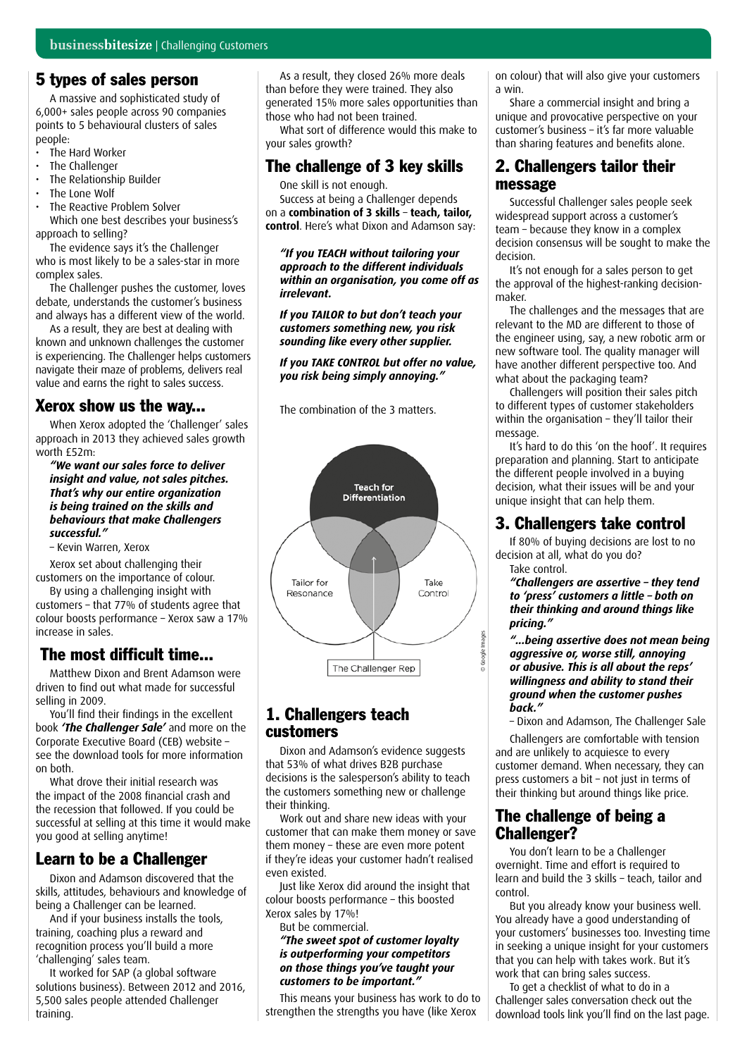## 5 types of sales person

A massive and sophisticated study of 6,000+ sales people across 90 companies points to 5 behavioural clusters of sales people:

- The Hard Worker
- The Challenger
- The Relationship Builder
- The Lone Wolf
- The Reactive Problem Solver

Which one best describes your business's approach to selling?

The evidence says it's the Challenger who is most likely to be a sales-star in more complex sales.

The Challenger pushes the customer, loves debate, understands the customer's business and always has a different view of the world.

As a result, they are best at dealing with known and unknown challenges the customer is experiencing. The Challenger helps customers navigate their maze of problems, delivers real value and earns the right to sales success.

## Xerox show us the way...

When Xerox adopted the 'Challenger' sales approach in 2013 they achieved sales growth worth £52m:

***"We want our sales force to deliver insight and value, not sales pitches. That's why our entire organization is being trained on the skills and behaviours that make Challengers successful."***

– Kevin Warren, Xerox

Xerox set about challenging their customers on the importance of colour.

By using a challenging insight with customers – that 77% of students agree that colour boosts performance – Xerox saw a 17% increase in sales.

## The most difficult time...

Matthew Dixon and Brent Adamson were driven to find out what made for successful selling in 2009.

You'll find their findings in the excellent book ***'The Challenger Sale'*** and more on the Corporate Executive Board (CEB) website – see the download tools for more information on both.

What drove their initial research was the impact of the 2008 financial crash and the recession that followed. If you could be successful at selling at this time it would make you good at selling anytime!

## Learn to be a Challenger

Dixon and Adamson discovered that the skills, attitudes, behaviours and knowledge of being a Challenger can be learned.

And if your business installs the tools, training, coaching plus a reward and recognition process you'll build a more 'challenging' sales team.

It worked for SAP (a global software solutions business). Between 2012 and 2016, 5,500 sales people attended Challenger training.

As a result, they closed 26% more deals than before they were trained. They also generated 15% more sales opportunities than those who had not been trained.

What sort of difference would this make to your sales growth?

## The challenge of 3 key skills

One skill is not enough.

Success at being a Challenger depends on a **combination of 3 skills – teach, tailor, control**. Here's what Dixon and Adamson say:

***"If you TEACH without tailoring your approach to the different individuals within an organisation, you come off as irrelevant.***

***If you TAILOR to but don't teach your customers something new, you risk sounding like every other supplier.***

***If you TAKE CONTROL but offer no value, you risk being simply annoying."***

The combination of the 3 matters.

Teach for Differentiation

Tailor for Resonance

Take Control

The Challenger Rep

© Google Images

## 1. Challengers teach customers

Dixon and Adamson's evidence suggests that 53% of what drives B2B purchase decisions is the salesperson's ability to teach the customers something new or challenge their thinking.

Work out and share new ideas with your customer that can make them money or save them money – these are even more potent if they're ideas your customer hadn't realised even existed.

Just like Xerox did around the insight that colour boosts performance – this boosted Xerox sales by 17%!

But be commercial.

***"The sweet spot of customer loyalty is outperforming your competitors on those things you've taught your customers to be important."***

This means your business has work to do to strengthen the strengths you have (like Xerox on colour) that will also give your customers a win.

Share a commercial insight and bring a unique and provocative perspective on your customer's business – it's far more valuable than sharing features and benefits alone.

## 2. Challengers tailor their message

Successful Challenger sales people seek widespread support across a customer's team – because they know in a complex decision consensus will be sought to make the decision.

It's not enough for a sales person to get the approval of the highest-ranking decision-maker.

The challenges and the messages that are relevant to the MD are different to those of the engineer using, say, a new robotic arm or new software tool. The quality manager will have another different perspective too. And what about the packaging team?

Challengers will position their sales pitch to different types of customer stakeholders within the organisation – they'll tailor their message.

It's hard to do this 'on the hoof'. It requires preparation and planning. Start to anticipate the different people involved in a buying decision, what their issues will be and your unique insight that can help them.

## 3. Challengers take control

If 80% of buying decisions are lost to no decision at all, what do you do?

Take control.

***"Challengers are assertive – they tend to 'press' customers a little – both on their thinking and around things like pricing."***

***"...being assertive does not mean being aggressive or, worse still, annoying or abusive. This is all about the reps' willingness and ability to stand their ground when the customer pushes back."***

– Dixon and Adamson, The Challenger Sale

Challengers are comfortable with tension and are unlikely to acquiesce to every customer demand. When necessary, they can press customers a bit – not just in terms of their thinking but around things like price.

## The challenge of being a Challenger?

You don't learn to be a Challenger overnight. Time and effort is required to learn and build the 3 skills – teach, tailor and control.

But you already know your business well. You already have a good understanding of your customers' businesses too. Investing time in seeking a unique insight for your customers that you can help with takes work. But it's work that can bring sales success.

To get a checklist of what to do in a Challenger sales conversation check out the download tools link you'll find on the last page.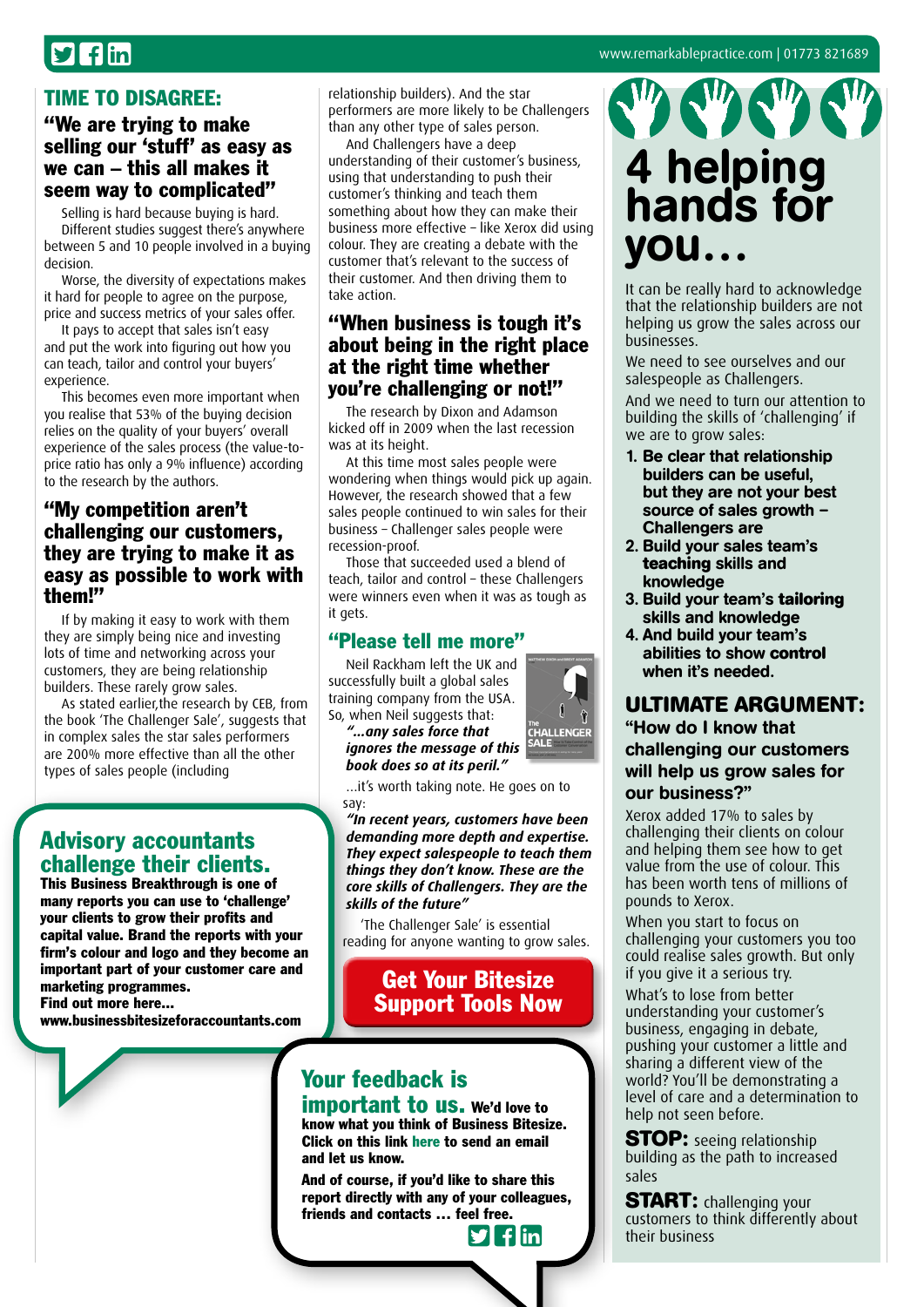## TIME TO DISAGREE:

### "We are trying to make selling our 'stuff' as easy as we can – this all makes it seem way to complicated"

Selling is hard because buying is hard.

Different studies suggest there's anywhere between 5 and 10 people involved in a buying decision.

Worse, the diversity of expectations makes it hard for people to agree on the purpose, price and success metrics of your sales offer.

It pays to accept that sales isn't easy and put the work into figuring out how you can teach, tailor and control your buyers' experience.

This becomes even more important when you realise that 53% of the buying decision relies on the quality of your buyers' overall experience of the sales process (the value-to-price ratio has only a 9% influence) according to the research by the authors.

### "My competition aren't challenging our customers, they are trying to make it as easy as possible to work with them!"

If by making it easy to work with them they are simply being nice and investing lots of time and networking across your customers, they are being relationship builders. These rarely grow sales.

As stated earlier,the research by CEB, from the book 'The Challenger Sale', suggests that in complex sales the star sales performers are 200% more effective than all the other types of sales people (including relationship builders). And the star performers are more likely to be Challengers than any other type of sales person.

And Challengers have a deep understanding of their customer's business, using that understanding to push their customer's thinking and teach them something about how they can make their business more effective – like Xerox did using colour. They are creating a debate with the customer that's relevant to the success of their customer. And then driving them to take action.

### "When business is tough it's about being in the right place at the right time whether you're challenging or not!"

The research by Dixon and Adamson kicked off in 2009 when the last recession was at its height.

At this time most sales people were wondering when things would pick up again. However, the research showed that a few sales people continued to win sales for their business – Challenger sales people were recession-proof.

Those that succeeded used a blend of teach, tailor and control – these Challengers were winners even when it was as tough as it gets.

### "Please tell me more"

Neil Rackham left the UK and successfully built a global sales training company from the USA. So, when Neil suggests that:

***"...any sales force that ignores the message of this book does so at its peril."***

...it's worth taking note. He goes on to say:

***"In recent years, customers have been demanding more depth and expertise. They expect salespeople to teach them things they don't know. These are the core skills of Challengers. They are the skills of the future"***

'The Challenger Sale' is essential reading for anyone wanting to grow sales.

**Get Your Bitesize Support Tools Now**

## Advisory accountants challenge their clients.

**This Business Breakthrough is one of many reports you can use to 'challenge' your clients to grow their profits and capital value. Brand the reports with your firm's colour and logo and they become an important part of your customer care and marketing programmes.**

**Find out more here...**

**www.businessbitesizeforaccountants.com**

## Your feedback is important to us.

**We'd love to know what you think of Business Bitesize. Click on this link here to send an email and let us know.**

**And of course, if you'd like to share this report directly with any of your colleagues, friends and contacts … feel free.**

# 4 helping hands for you…

It can be really hard to acknowledge that the relationship builders are not helping us grow the sales across our businesses.

We need to see ourselves and our salespeople as Challengers.

And we need to turn our attention to building the skills of 'challenging' if we are to grow sales:

1. **Be clear that relationship builders can be useful, but they are not your best source of sales growth – Challengers are**
2. **Build your sales team's teaching skills and knowledge**
3. **Build your team's tailoring skills and knowledge**
4. **And build your team's abilities to show control when it's needed.**

## ULTIMATE ARGUMENT:

### "How do I know that challenging our customers will help us grow sales for our business?"

Xerox added 17% to sales by challenging their clients on colour and helping them see how to get value from the use of colour. This has been worth tens of millions of pounds to Xerox.

When you start to focus on challenging your customers you too could realise sales growth. But only if you give it a serious try.

What's to lose from better understanding your customer's business, engaging in debate, pushing your customer a little and sharing a different view of the world? You'll be demonstrating a level of care and a determination to help not seen before.

**STOP:** seeing relationship building as the path to increased sales

**START:** challenging your customers to think differently about their business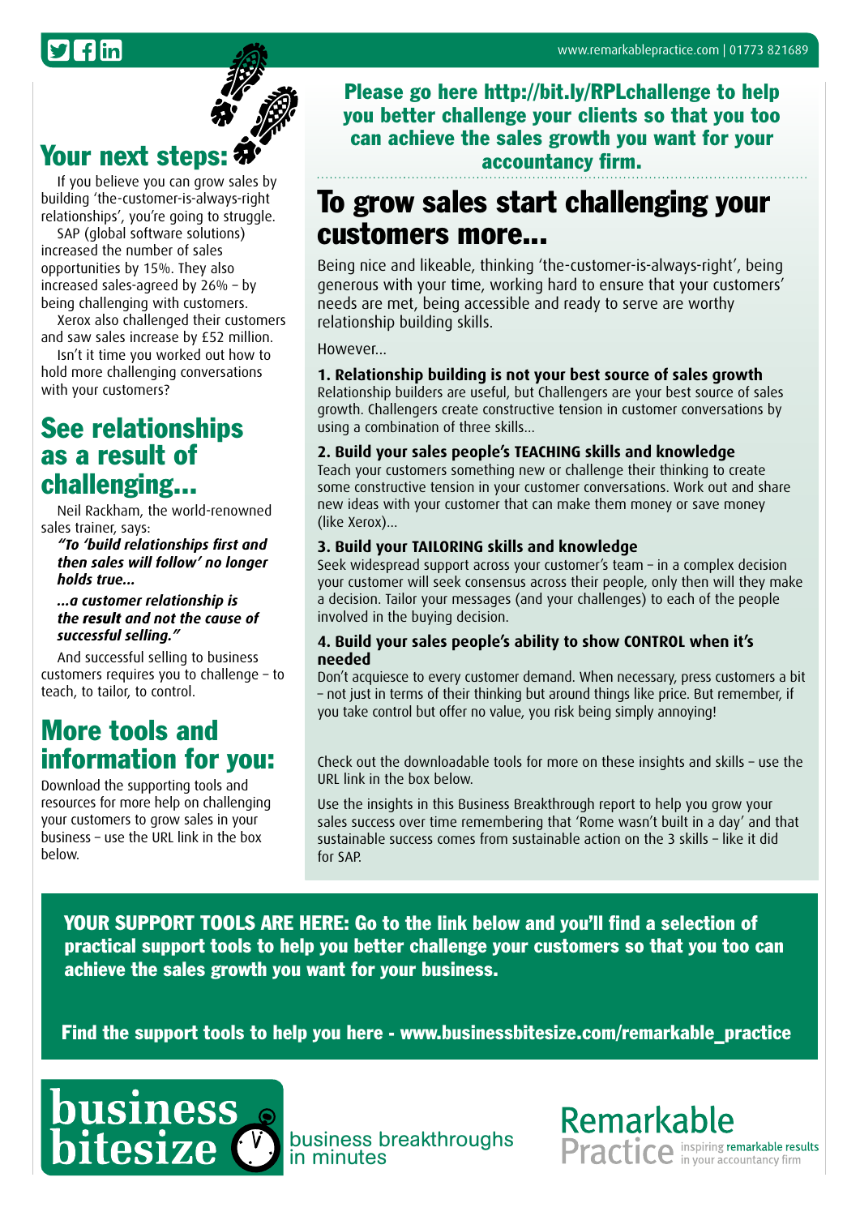## Your next steps:

If you believe you can grow sales by building 'the-customer-is-always-right relationships', you're going to struggle.

SAP (global software solutions) increased the number of sales opportunities by 15%. They also increased sales-agreed by 26% – by being challenging with customers.

Xerox also challenged their customers and saw sales increase by £52 million.

Isn't it time you worked out how to hold more challenging conversations with your customers?

## See relationships as a result of challenging...

Neil Rackham, the world-renowned sales trainer, says:

***"To 'build relationships first and then sales will follow' no longer holds true...***

***...a customer relationship is the result and not the cause of successful selling."***

And successful selling to business customers requires you to challenge – to teach, to tailor, to control.

## More tools and information for you:

Download the supporting tools and resources for more help on challenging your customers to grow sales in your business – use the URL link in the box below.

**Please go here http://bit.ly/RPLchallenge to help you better challenge your clients so that you too can achieve the sales growth you want for your accountancy firm.**

# To grow sales start challenging your customers more...

Being nice and likeable, thinking 'the-customer-is-always-right', being generous with your time, working hard to ensure that your customers' needs are met, being accessible and ready to serve are worthy relationship building skills.

However...

**1. Relationship building is not your best source of sales growth**
Relationship builders are useful, but Challengers are your best source of sales growth. Challengers create constructive tension in customer conversations by using a combination of three skills...

**2. Build your sales people's TEACHING skills and knowledge**
Teach your customers something new or challenge their thinking to create some constructive tension in your customer conversations. Work out and share new ideas with your customer that can make them money or save money (like Xerox)...

**3. Build your TAILORING skills and knowledge**
Seek widespread support across your customer's team – in a complex decision your customer will seek consensus across their people, only then will they make a decision. Tailor your messages (and your challenges) to each of the people involved in the buying decision.

**4. Build your sales people's ability to show CONTROL when it's needed**
Don't acquiesce to every customer demand. When necessary, press customers a bit – not just in terms of their thinking but around things like price. But remember, if you take control but offer no value, you risk being simply annoying!

Check out the downloadable tools for more on these insights and skills – use the URL link in the box below.

Use the insights in this Business Breakthrough report to help you grow your sales success over time remembering that 'Rome wasn't built in a day' and that sustainable success comes from sustainable action on the 3 skills – like it did for SAP.

**YOUR SUPPORT TOOLS ARE HERE: Go to the link below and you'll find a selection of practical support tools to help you better challenge your customers so that you too can achieve the sales growth you want for your business.**

**Find the support tools to help you here - www.businessbitesize.com/remarkable_practice**

business bitesize — business breakthroughs in minutes

Remarkable Practice — inspiring remarkable results in your accountancy firm